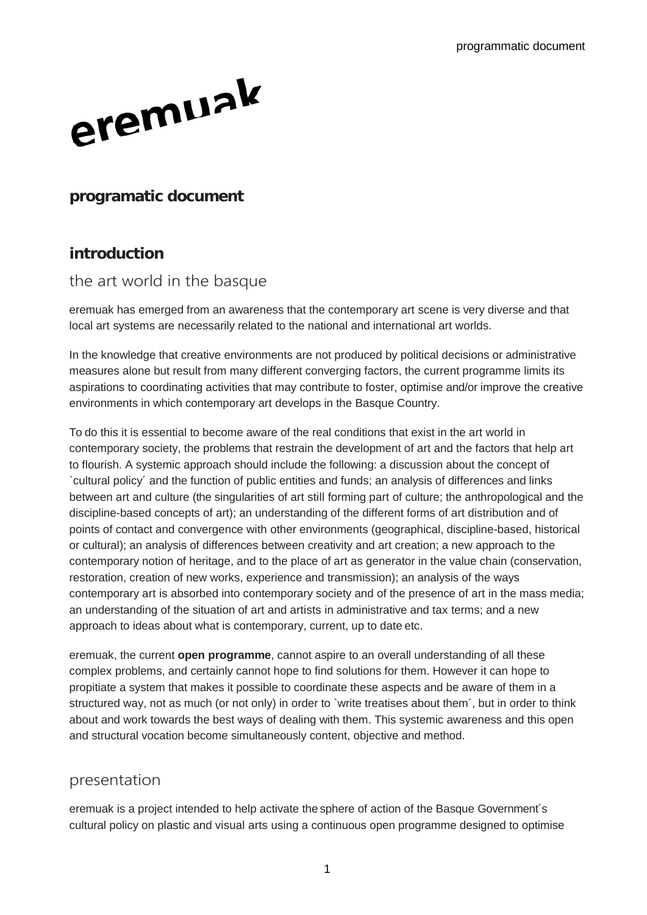# eremuak

## programatic document

## introduction

### the art world in the basque

eremuak has emerged from an awareness that the contemporary art scene is very diverse and that local art systems are necessarily related to the national and international art worlds.

In the knowledge that creative environments are not produced by political decisions or administrative measures alone but result from many different converging factors, the current programme limits its aspirations to coordinating activities that may contribute to foster, optimise and/or improve the creative environments in which contemporary art develops in the Basque Country.

To do this it is essential to become aware of the real conditions that exist in the art world in contemporary society, the problems that restrain the development of art and the factors that help art to flourish. A systemic approach should include the following: a discussion about the concept of `cultural policy´ and the function of public entities and funds; an analysis of differences and links between art and culture (the singularities of art still forming part of culture; the anthropological and the discipline-based concepts of art); an understanding of the different forms of art distribution and of points of contact and convergence with other environments (geographical, discipline-based, historical or cultural); an analysis of differences between creativity and art creation; a new approach to the contemporary notion of heritage, and to the place of art as generator in the value chain (conservation, restoration, creation of new works, experience and transmission); an analysis of the ways contemporary art is absorbed into contemporary society and of the presence of art in the mass media; an understanding of the situation of art and artists in administrative and tax terms; and a new approach to ideas about what is contemporary, current, up to date etc.

eremuak, the current **open programme**, cannot aspire to an overall understanding of all these complex problems, and certainly cannot hope to find solutions for them. However it can hope to propitiate a system that makes it possible to coordinate these aspects and be aware of them in a structured way, not as much (or not only) in order to `write treatises about them´, but in order to think about and work towards the best ways of dealing with them. This systemic awareness and this open and structural vocation become simultaneously content, objective and method.

### presentation

eremuak is a project intended to help activate the sphere of action of the Basque Government´s cultural policy on plastic and visual arts using a continuous open programme designed to optimise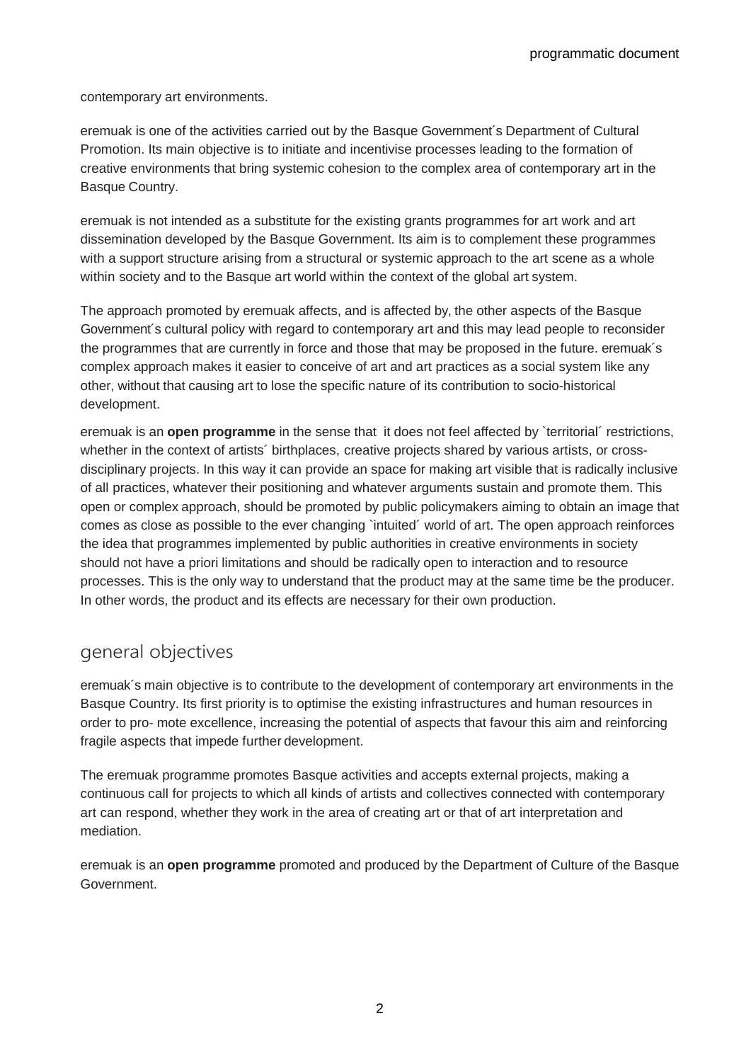contemporary art environments.

eremuak is one of the activities carried out by the Basque Government´s Department of Cultural Promotion. Its main objective is to initiate and incentivise processes leading to the formation of creative environments that bring systemic cohesion to the complex area of contemporary art in the Basque Country.

eremuak is not intended as a substitute for the existing grants programmes for art work and art dissemination developed by the Basque Government. Its aim is to complement these programmes with a support structure arising from a structural or systemic approach to the art scene as a whole within society and to the Basque art world within the context of the global art system.

The approach promoted by eremuak affects, and is affected by, the other aspects of the Basque Government´s cultural policy with regard to contemporary art and this may lead people to reconsider the programmes that are currently in force and those that may be proposed in the future. eremuak´s complex approach makes it easier to conceive of art and art practices as a social system like any other, without that causing art to lose the specific nature of its contribution to socio-historical development.

eremuak is an **open programme** in the sense that it does not feel affected by `territorial´ restrictions, whether in the context of artists´ birthplaces, creative projects shared by various artists, or cross-disciplinary projects. In this way it can provide an space for making art visible that is radically inclusive of all practices, whatever their positioning and whatever arguments sustain and promote them. This open or complex approach, should be promoted by public policymakers aiming to obtain an image that comes as close as possible to the ever changing `intuited´ world of art. The open approach reinforces the idea that programmes implemented by public authorities in creative environments in society should not have a priori limitations and should be radically open to interaction and to resource processes. This is the only way to understand that the product may at the same time be the producer. In other words, the product and its effects are necessary for their own production.

## general objectives

eremuak´s main objective is to contribute to the development of contemporary art environments in the Basque Country. Its first priority is to optimise the existing infrastructures and human resources in order to pro- mote excellence, increasing the potential of aspects that favour this aim and reinforcing fragile aspects that impede further development.

The eremuak programme promotes Basque activities and accepts external projects, making a continuous call for projects to which all kinds of artists and collectives connected with contemporary art can respond, whether they work in the area of creating art or that of art interpretation and mediation.

eremuak is an **open programme** promoted and produced by the Department of Culture of the Basque Government.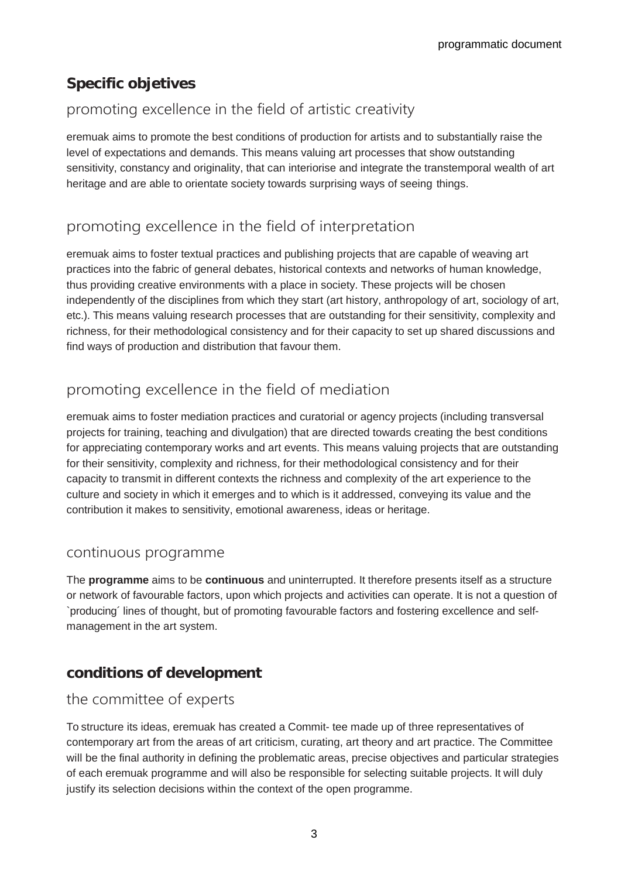## Specific objetives

### promoting excellence in the field of artistic creativity

eremuak aims to promote the best conditions of production for artists and to substantially raise the level of expectations and demands. This means valuing art processes that show outstanding sensitivity, constancy and originality, that can interiorise and integrate the transtemporal wealth of art heritage and are able to orientate society towards surprising ways of seeing things.

### promoting excellence in the field of interpretation

eremuak aims to foster textual practices and publishing projects that are capable of weaving art practices into the fabric of general debates, historical contexts and networks of human knowledge, thus providing creative environments with a place in society. These projects will be chosen independently of the disciplines from which they start (art history, anthropology of art, sociology of art, etc.). This means valuing research processes that are outstanding for their sensitivity, complexity and richness, for their methodological consistency and for their capacity to set up shared discussions and find ways of production and distribution that favour them.

### promoting excellence in the field of mediation

eremuak aims to foster mediation practices and curatorial or agency projects (including transversal projects for training, teaching and divulgation) that are directed towards creating the best conditions for appreciating contemporary works and art events. This means valuing projects that are outstanding for their sensitivity, complexity and richness, for their methodological consistency and for their capacity to transmit in different contexts the richness and complexity of the art experience to the culture and society in which it emerges and to which is it addressed, conveying its value and the contribution it makes to sensitivity, emotional awareness, ideas or heritage.

### continuous programme

The **programme** aims to be **continuous** and uninterrupted. It therefore presents itself as a structure or network of favourable factors, upon which projects and activities can operate. It is not a question of `producing´ lines of thought, but of promoting favourable factors and fostering excellence and self-management in the art system.

## conditions of development

### the committee of experts

To structure its ideas, eremuak has created a Commit- tee made up of three representatives of contemporary art from the areas of art criticism, curating, art theory and art practice. The Committee will be the final authority in defining the problematic areas, precise objectives and particular strategies of each eremuak programme and will also be responsible for selecting suitable projects. It will duly justify its selection decisions within the context of the open programme.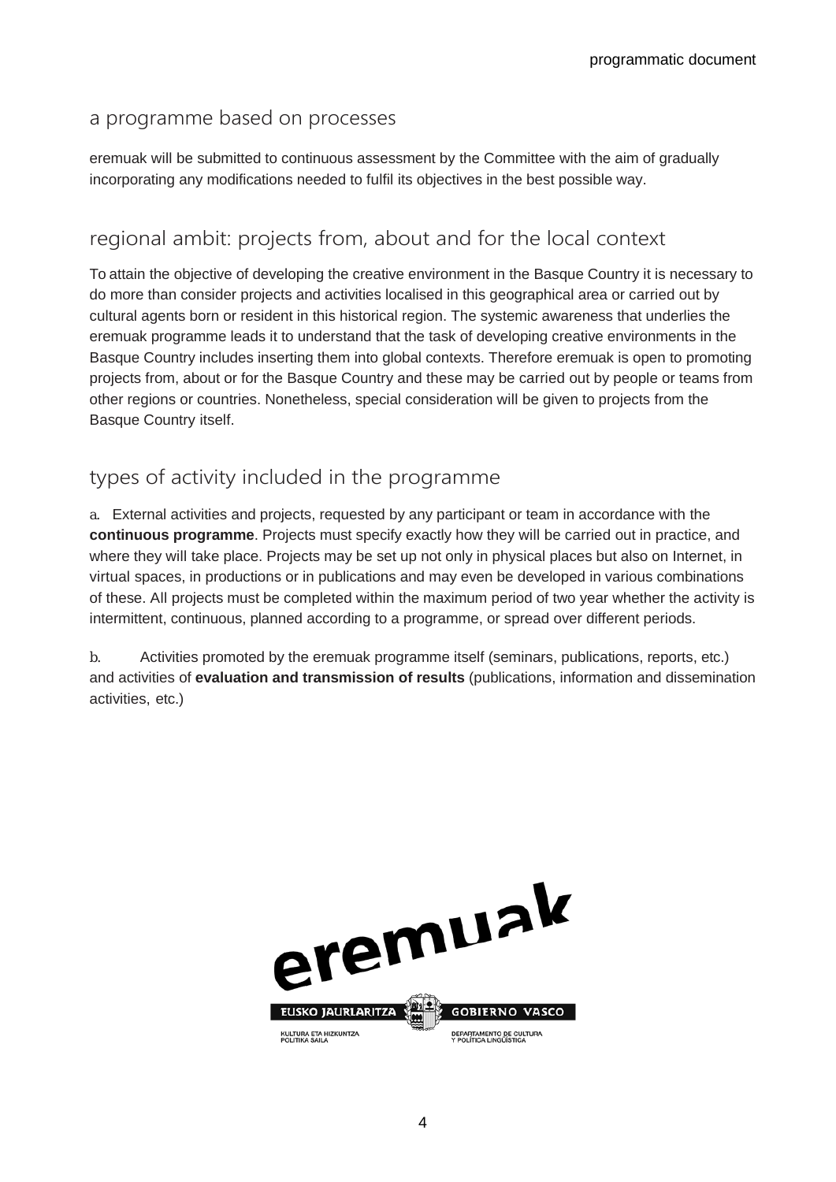## a programme based on processes

eremuak will be submitted to continuous assessment by the Committee with the aim of gradually incorporating any modifications needed to fulfil its objectives in the best possible way.

## regional ambit: projects from, about and for the local context

To attain the objective of developing the creative environment in the Basque Country it is necessary to do more than consider projects and activities localised in this geographical area or carried out by cultural agents born or resident in this historical region. The systemic awareness that underlies the eremuak programme leads it to understand that the task of developing creative environments in the Basque Country includes inserting them into global contexts. Therefore eremuak is open to promoting projects from, about or for the Basque Country and these may be carried out by people or teams from other regions or countries. Nonetheless, special consideration will be given to projects from the Basque Country itself.

## types of activity included in the programme

a. External activities and projects, requested by any participant or team in accordance with the **continuous programme**. Projects must specify exactly how they will be carried out in practice, and where they will take place. Projects may be set up not only in physical places but also on Internet, in virtual spaces, in productions or in publications and may even be developed in various combinations of these. All projects must be completed within the maximum period of two year whether the activity is intermittent, continuous, planned according to a programme, or spread over different periods.

b. Activities promoted by the eremuak programme itself (seminars, publications, reports, etc.) and activities of **evaluation and transmission of results** (publications, information and dissemination activities, etc.)

eremuak

EUSKO JAURLARITZA — GOBIERNO VASCO

KULTURA ETA HIZKUNTZA POLITIKA SAILA — DEPARTAMENTO DE CULTURA Y POLÍTICA LINGÜÍSTICA